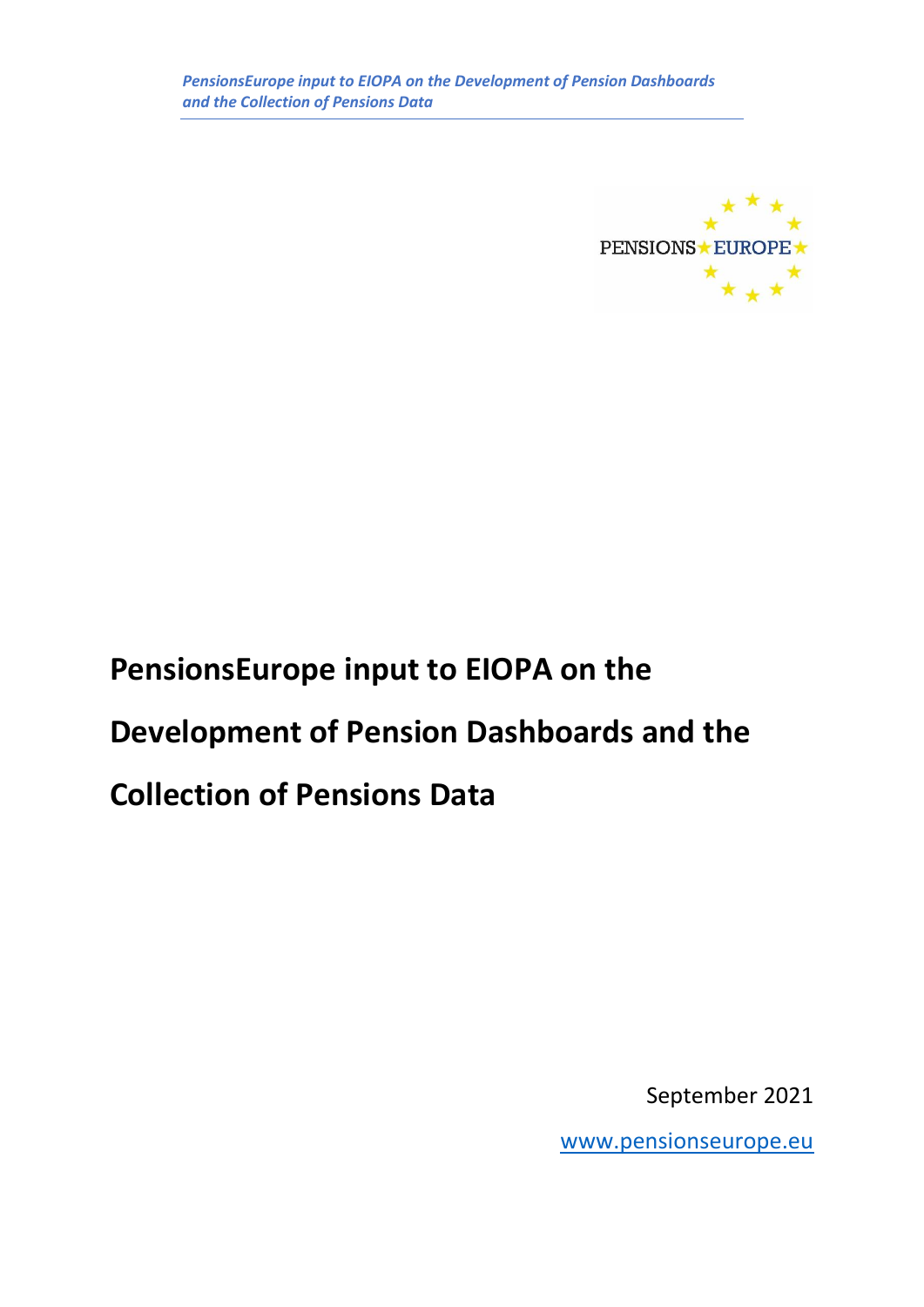# PensionsEurope input to EIOPA on the Development of Pension Dashboards and the Collection of Pensions Data

September 2021

www.pensionseurope.eu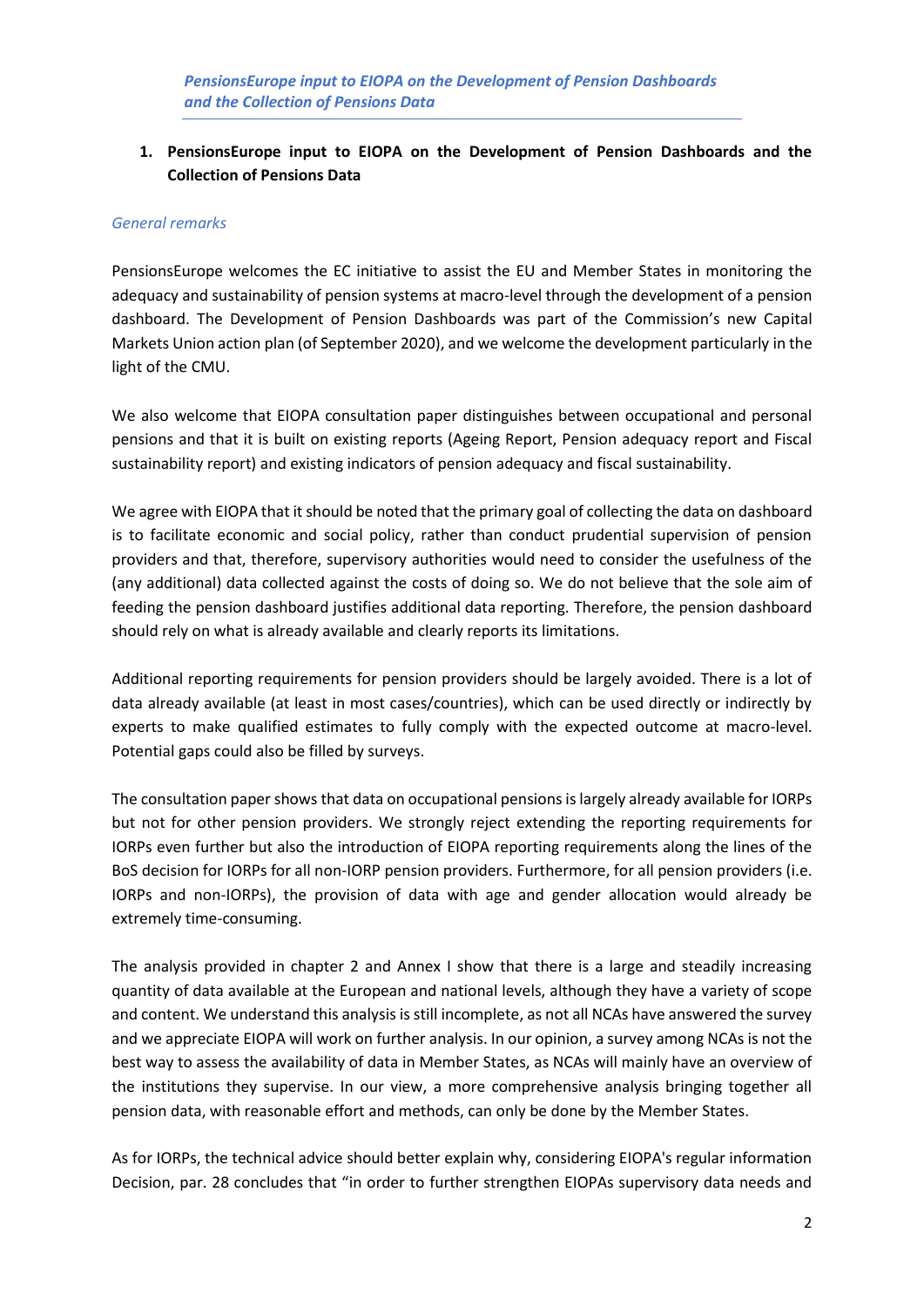## 1. PensionsEurope input to EIOPA on the Development of Pension Dashboards and the Collection of Pensions Data

*General remarks*

PensionsEurope welcomes the EC initiative to assist the EU and Member States in monitoring the adequacy and sustainability of pension systems at macro-level through the development of a pension dashboard. The Development of Pension Dashboards was part of the Commission's new Capital Markets Union action plan (of September 2020), and we welcome the development particularly in the light of the CMU.

We also welcome that EIOPA consultation paper distinguishes between occupational and personal pensions and that it is built on existing reports (Ageing Report, Pension adequacy report and Fiscal sustainability report) and existing indicators of pension adequacy and fiscal sustainability.

We agree with EIOPA that it should be noted that the primary goal of collecting the data on dashboard is to facilitate economic and social policy, rather than conduct prudential supervision of pension providers and that, therefore, supervisory authorities would need to consider the usefulness of the (any additional) data collected against the costs of doing so. We do not believe that the sole aim of feeding the pension dashboard justifies additional data reporting. Therefore, the pension dashboard should rely on what is already available and clearly reports its limitations.

Additional reporting requirements for pension providers should be largely avoided. There is a lot of data already available (at least in most cases/countries), which can be used directly or indirectly by experts to make qualified estimates to fully comply with the expected outcome at macro-level. Potential gaps could also be filled by surveys.

The consultation paper shows that data on occupational pensions is largely already available for IORPs but not for other pension providers. We strongly reject extending the reporting requirements for IORPs even further but also the introduction of EIOPA reporting requirements along the lines of the BoS decision for IORPs for all non-IORP pension providers. Furthermore, for all pension providers (i.e. IORPs and non-IORPs), the provision of data with age and gender allocation would already be extremely time-consuming.

The analysis provided in chapter 2 and Annex I show that there is a large and steadily increasing quantity of data available at the European and national levels, although they have a variety of scope and content. We understand this analysis is still incomplete, as not all NCAs have answered the survey and we appreciate EIOPA will work on further analysis. In our opinion, a survey among NCAs is not the best way to assess the availability of data in Member States, as NCAs will mainly have an overview of the institutions they supervise. In our view, a more comprehensive analysis bringing together all pension data, with reasonable effort and methods, can only be done by the Member States.

As for IORPs, the technical advice should better explain why, considering EIOPA's regular information Decision, par. 28 concludes that "in order to further strengthen EIOPAs supervisory data needs and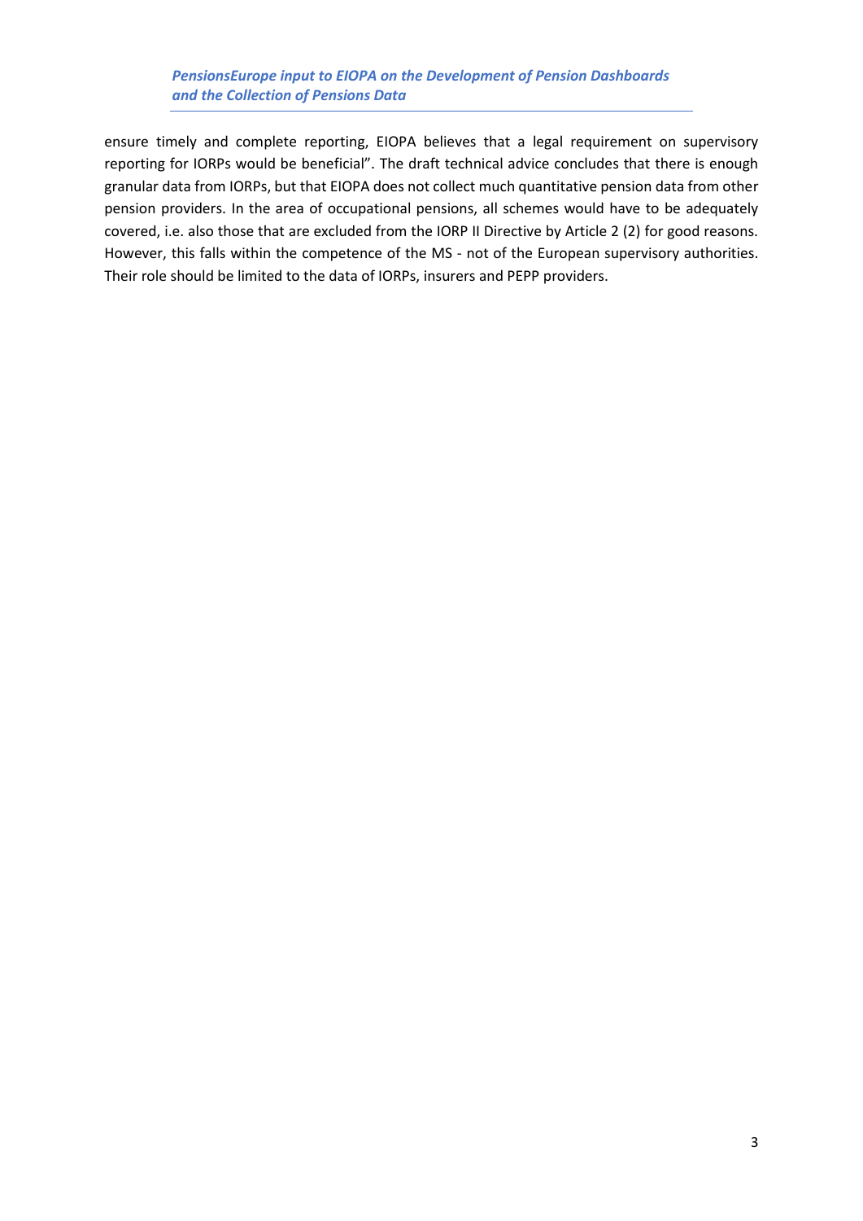ensure timely and complete reporting, EIOPA believes that a legal requirement on supervisory reporting for IORPs would be beneficial". The draft technical advice concludes that there is enough granular data from IORPs, but that EIOPA does not collect much quantitative pension data from other pension providers. In the area of occupational pensions, all schemes would have to be adequately covered, i.e. also those that are excluded from the IORP II Directive by Article 2 (2) for good reasons. However, this falls within the competence of the MS - not of the European supervisory authorities. Their role should be limited to the data of IORPs, insurers and PEPP providers.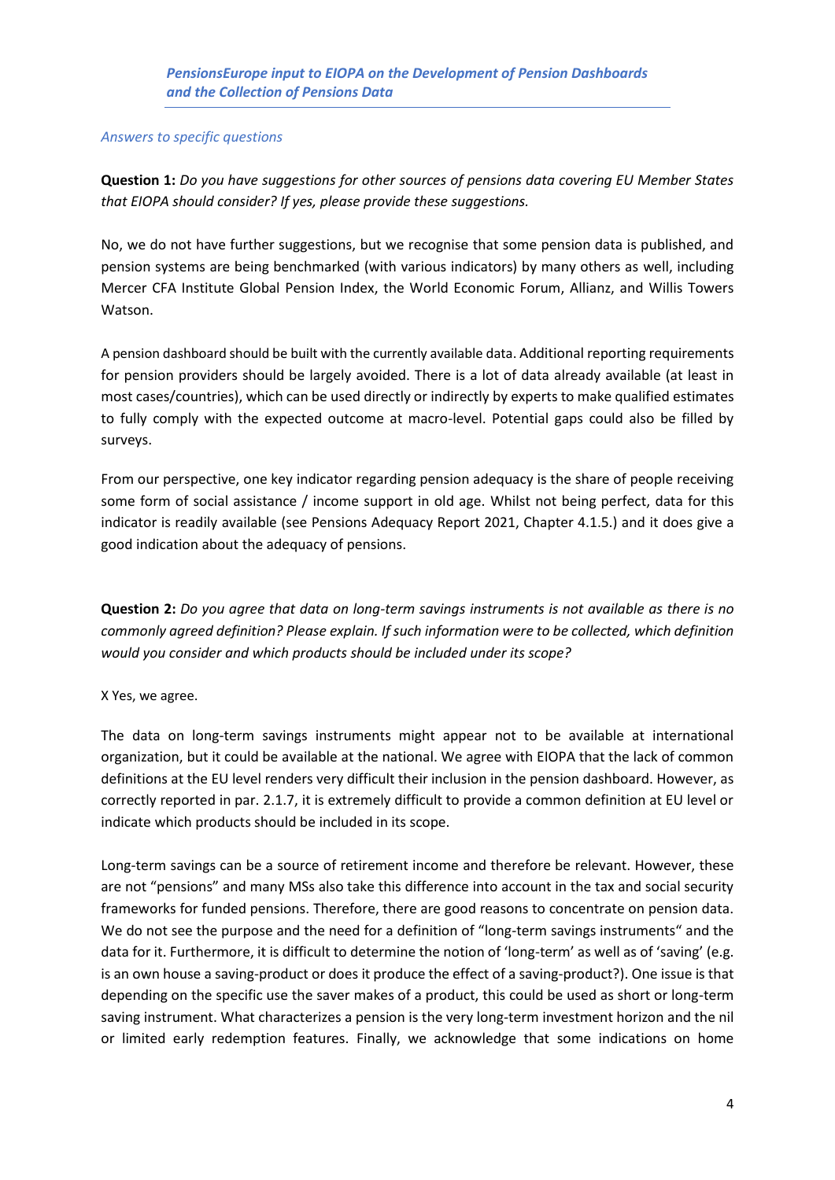*PensionsEurope input to EIOPA on the Development of Pension Dashboards and the Collection of Pensions Data*

*Answers to specific questions*

**Question 1:** *Do you have suggestions for other sources of pensions data covering EU Member States that EIOPA should consider? If yes, please provide these suggestions.*

No, we do not have further suggestions, but we recognise that some pension data is published, and pension systems are being benchmarked (with various indicators) by many others as well, including Mercer CFA Institute Global Pension Index, the World Economic Forum, Allianz, and Willis Towers Watson.

A pension dashboard should be built with the currently available data. Additional reporting requirements for pension providers should be largely avoided. There is a lot of data already available (at least in most cases/countries), which can be used directly or indirectly by experts to make qualified estimates to fully comply with the expected outcome at macro-level. Potential gaps could also be filled by surveys.

From our perspective, one key indicator regarding pension adequacy is the share of people receiving some form of social assistance / income support in old age. Whilst not being perfect, data for this indicator is readily available (see Pensions Adequacy Report 2021, Chapter 4.1.5.) and it does give a good indication about the adequacy of pensions.

**Question 2:** *Do you agree that data on long-term savings instruments is not available as there is no commonly agreed definition? Please explain. If such information were to be collected, which definition would you consider and which products should be included under its scope?*

X Yes, we agree.

The data on long-term savings instruments might appear not to be available at international organization, but it could be available at the national. We agree with EIOPA that the lack of common definitions at the EU level renders very difficult their inclusion in the pension dashboard. However, as correctly reported in par. 2.1.7, it is extremely difficult to provide a common definition at EU level or indicate which products should be included in its scope.

Long-term savings can be a source of retirement income and therefore be relevant. However, these are not "pensions" and many MSs also take this difference into account in the tax and social security frameworks for funded pensions. Therefore, there are good reasons to concentrate on pension data. We do not see the purpose and the need for a definition of "long-term savings instruments" and the data for it. Furthermore, it is difficult to determine the notion of 'long-term' as well as of 'saving' (e.g. is an own house a saving-product or does it produce the effect of a saving-product?). One issue is that depending on the specific use the saver makes of a product, this could be used as short or long-term saving instrument. What characterizes a pension is the very long-term investment horizon and the nil or limited early redemption features. Finally, we acknowledge that some indications on home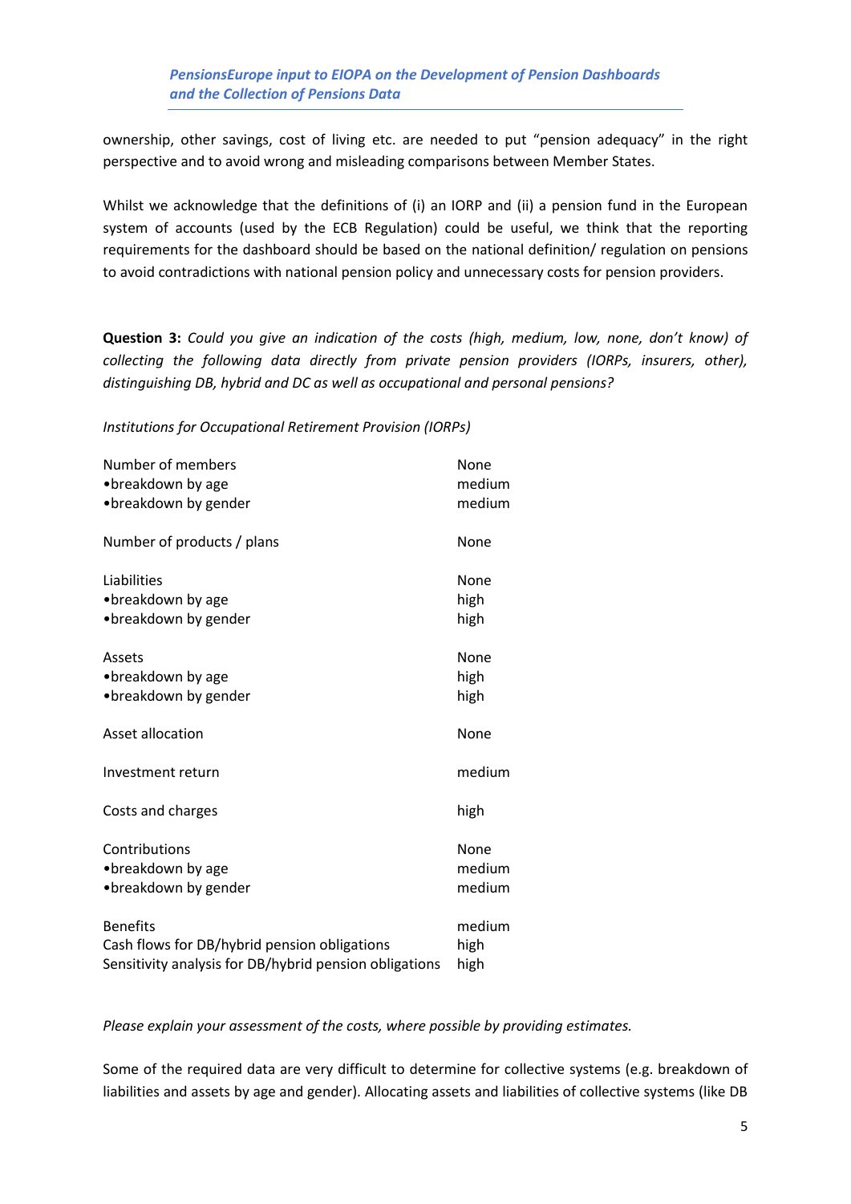ownership, other savings, cost of living etc. are needed to put "pension adequacy" in the right perspective and to avoid wrong and misleading comparisons between Member States.

Whilst we acknowledge that the definitions of (i) an IORP and (ii) a pension fund in the European system of accounts (used by the ECB Regulation) could be useful, we think that the reporting requirements for the dashboard should be based on the national definition/ regulation on pensions to avoid contradictions with national pension policy and unnecessary costs for pension providers.

**Question 3:** *Could you give an indication of the costs (high, medium, low, none, don't know) of collecting the following data directly from private pension providers (IORPs, insurers, other), distinguishing DB, hybrid and DC as well as occupational and personal pensions?*

*Institutions for Occupational Retirement Provision (IORPs)*

| | |
|---|---|
| Number of members | None |
| •breakdown by age | medium |
| •breakdown by gender | medium |
| Number of products / plans | None |
| Liabilities | None |
| •breakdown by age | high |
| •breakdown by gender | high |
| Assets | None |
| •breakdown by age | high |
| •breakdown by gender | high |
| Asset allocation | None |
| Investment return | medium |
| Costs and charges | high |
| Contributions | None |
| •breakdown by age | medium |
| •breakdown by gender | medium |
| Benefits | medium |
| Cash flows for DB/hybrid pension obligations | high |
| Sensitivity analysis for DB/hybrid pension obligations | high |

*Please explain your assessment of the costs, where possible by providing estimates.*

Some of the required data are very difficult to determine for collective systems (e.g. breakdown of liabilities and assets by age and gender). Allocating assets and liabilities of collective systems (like DB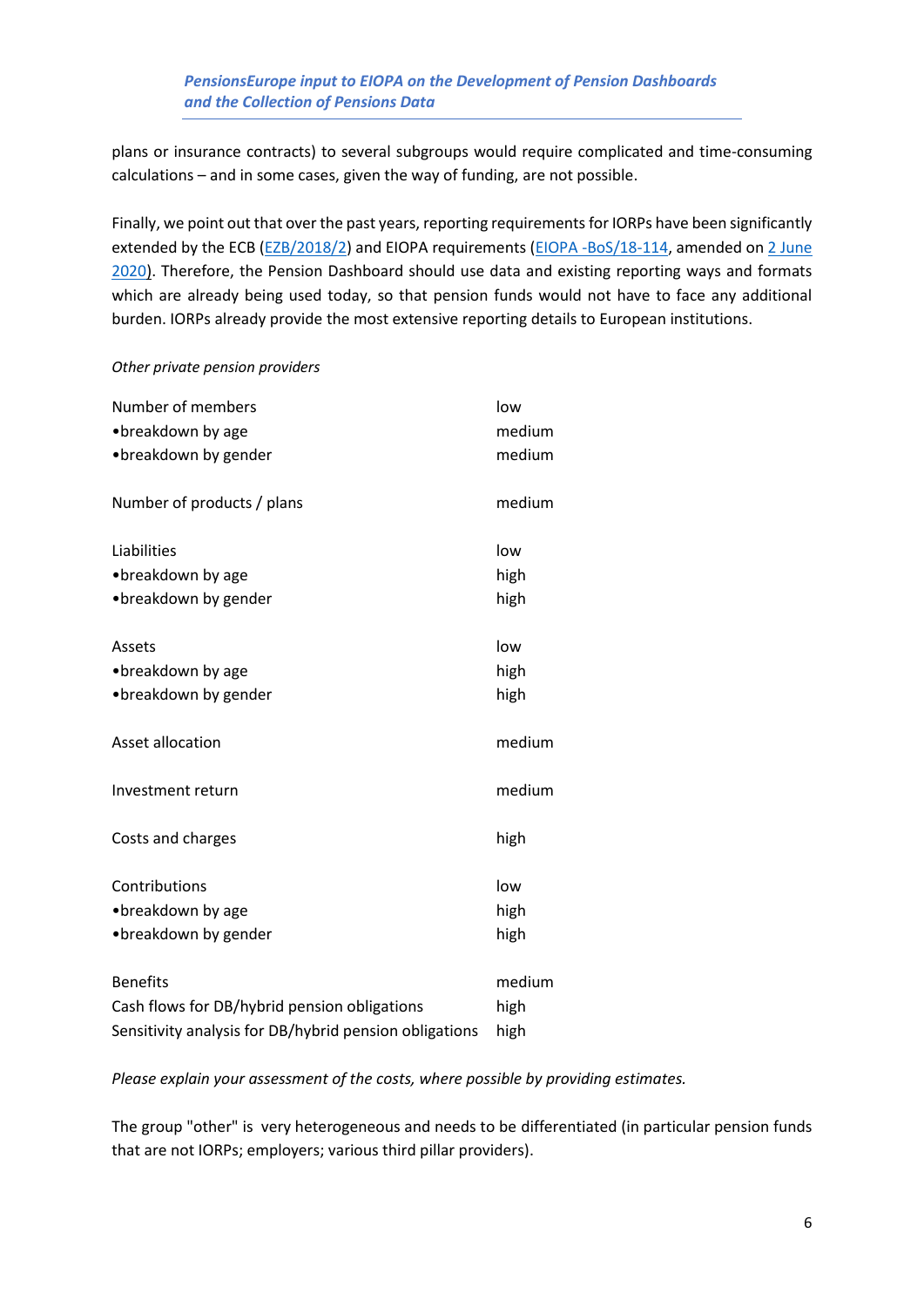plans or insurance contracts) to several subgroups would require complicated and time-consuming calculations – and in some cases, given the way of funding, are not possible.

Finally, we point out that over the past years, reporting requirements for IORPs have been significantly extended by the ECB (EZB/2018/2) and EIOPA requirements (EIOPA -BoS/18-114, amended on 2 June 2020). Therefore, the Pension Dashboard should use data and existing reporting ways and formats which are already being used today, so that pension funds would not have to face any additional burden. IORPs already provide the most extensive reporting details to European institutions.

*Other private pension providers*

| | |
|---|---|
| Number of members | low |
| •breakdown by age | medium |
| •breakdown by gender | medium |
| Number of products / plans | medium |
| Liabilities | low |
| •breakdown by age | high |
| •breakdown by gender | high |
| Assets | low |
| •breakdown by age | high |
| •breakdown by gender | high |
| Asset allocation | medium |
| Investment return | medium |
| Costs and charges | high |
| Contributions | low |
| •breakdown by age | high |
| •breakdown by gender | high |
| Benefits | medium |
| Cash flows for DB/hybrid pension obligations | high |
| Sensitivity analysis for DB/hybrid pension obligations | high |

*Please explain your assessment of the costs, where possible by providing estimates.*

The group "other" is very heterogeneous and needs to be differentiated (in particular pension funds that are not IORPs; employers; various third pillar providers).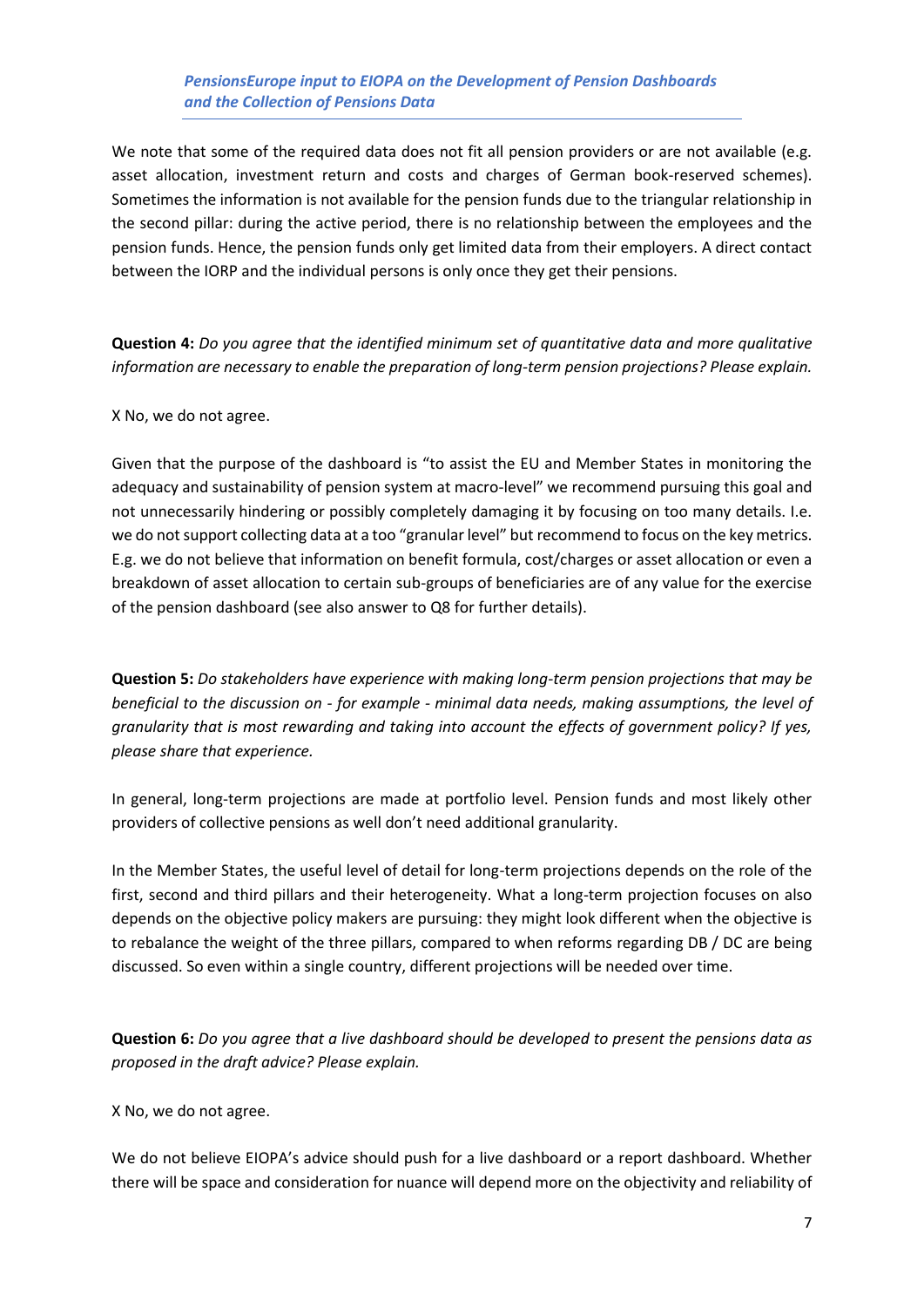We note that some of the required data does not fit all pension providers or are not available (e.g. asset allocation, investment return and costs and charges of German book-reserved schemes). Sometimes the information is not available for the pension funds due to the triangular relationship in the second pillar: during the active period, there is no relationship between the employees and the pension funds. Hence, the pension funds only get limited data from their employers. A direct contact between the IORP and the individual persons is only once they get their pensions.

**Question 4:** *Do you agree that the identified minimum set of quantitative data and more qualitative information are necessary to enable the preparation of long-term pension projections? Please explain.*

X No, we do not agree.

Given that the purpose of the dashboard is "to assist the EU and Member States in monitoring the adequacy and sustainability of pension system at macro-level" we recommend pursuing this goal and not unnecessarily hindering or possibly completely damaging it by focusing on too many details. I.e. we do not support collecting data at a too "granular level" but recommend to focus on the key metrics. E.g. we do not believe that information on benefit formula, cost/charges or asset allocation or even a breakdown of asset allocation to certain sub-groups of beneficiaries are of any value for the exercise of the pension dashboard (see also answer to Q8 for further details).

**Question 5:** *Do stakeholders have experience with making long-term pension projections that may be beneficial to the discussion on - for example - minimal data needs, making assumptions, the level of granularity that is most rewarding and taking into account the effects of government policy? If yes, please share that experience.*

In general, long-term projections are made at portfolio level. Pension funds and most likely other providers of collective pensions as well don't need additional granularity.

In the Member States, the useful level of detail for long-term projections depends on the role of the first, second and third pillars and their heterogeneity. What a long-term projection focuses on also depends on the objective policy makers are pursuing: they might look different when the objective is to rebalance the weight of the three pillars, compared to when reforms regarding DB / DC are being discussed. So even within a single country, different projections will be needed over time.

**Question 6:** *Do you agree that a live dashboard should be developed to present the pensions data as proposed in the draft advice? Please explain.*

X No, we do not agree.

We do not believe EIOPA's advice should push for a live dashboard or a report dashboard. Whether there will be space and consideration for nuance will depend more on the objectivity and reliability of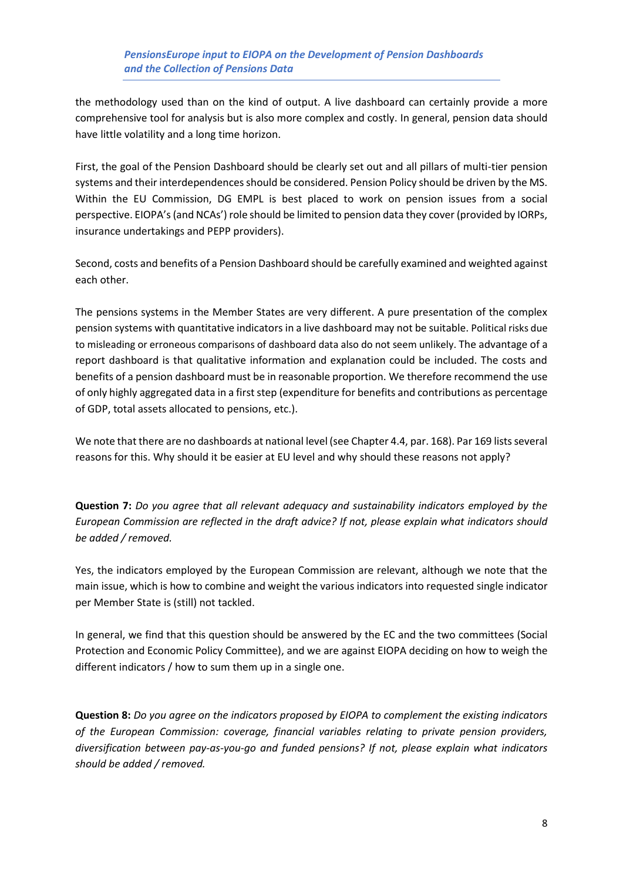the methodology used than on the kind of output. A live dashboard can certainly provide a more comprehensive tool for analysis but is also more complex and costly. In general, pension data should have little volatility and a long time horizon.

First, the goal of the Pension Dashboard should be clearly set out and all pillars of multi-tier pension systems and their interdependences should be considered. Pension Policy should be driven by the MS. Within the EU Commission, DG EMPL is best placed to work on pension issues from a social perspective. EIOPA's (and NCAs') role should be limited to pension data they cover (provided by IORPs, insurance undertakings and PEPP providers).

Second, costs and benefits of a Pension Dashboard should be carefully examined and weighted against each other.

The pensions systems in the Member States are very different. A pure presentation of the complex pension systems with quantitative indicators in a live dashboard may not be suitable. Political risks due to misleading or erroneous comparisons of dashboard data also do not seem unlikely. The advantage of a report dashboard is that qualitative information and explanation could be included. The costs and benefits of a pension dashboard must be in reasonable proportion. We therefore recommend the use of only highly aggregated data in a first step (expenditure for benefits and contributions as percentage of GDP, total assets allocated to pensions, etc.).

We note that there are no dashboards at national level (see Chapter 4.4, par. 168). Par 169 lists several reasons for this. Why should it be easier at EU level and why should these reasons not apply?

**Question 7:** *Do you agree that all relevant adequacy and sustainability indicators employed by the European Commission are reflected in the draft advice? If not, please explain what indicators should be added / removed.*

Yes, the indicators employed by the European Commission are relevant, although we note that the main issue, which is how to combine and weight the various indicators into requested single indicator per Member State is (still) not tackled.

In general, we find that this question should be answered by the EC and the two committees (Social Protection and Economic Policy Committee), and we are against EIOPA deciding on how to weigh the different indicators / how to sum them up in a single one.

**Question 8:** *Do you agree on the indicators proposed by EIOPA to complement the existing indicators of the European Commission: coverage, financial variables relating to private pension providers, diversification between pay-as-you-go and funded pensions? If not, please explain what indicators should be added / removed.*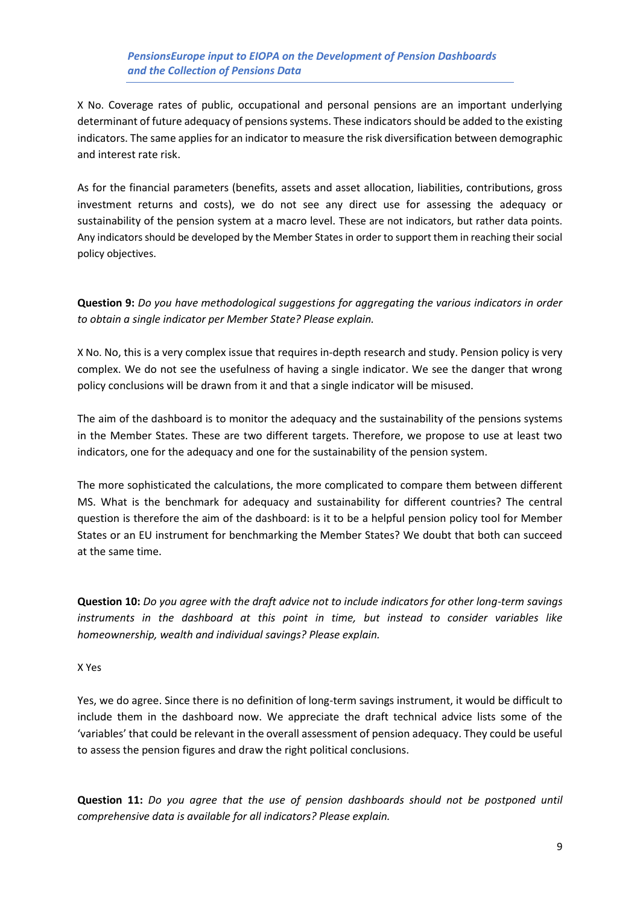X No. Coverage rates of public, occupational and personal pensions are an important underlying determinant of future adequacy of pensions systems. These indicators should be added to the existing indicators. The same applies for an indicator to measure the risk diversification between demographic and interest rate risk.

As for the financial parameters (benefits, assets and asset allocation, liabilities, contributions, gross investment returns and costs), we do not see any direct use for assessing the adequacy or sustainability of the pension system at a macro level. These are not indicators, but rather data points. Any indicators should be developed by the Member States in order to support them in reaching their social policy objectives.

**Question 9:** *Do you have methodological suggestions for aggregating the various indicators in order to obtain a single indicator per Member State? Please explain.*

X No. No, this is a very complex issue that requires in-depth research and study. Pension policy is very complex. We do not see the usefulness of having a single indicator. We see the danger that wrong policy conclusions will be drawn from it and that a single indicator will be misused.

The aim of the dashboard is to monitor the adequacy and the sustainability of the pensions systems in the Member States. These are two different targets. Therefore, we propose to use at least two indicators, one for the adequacy and one for the sustainability of the pension system.

The more sophisticated the calculations, the more complicated to compare them between different MS. What is the benchmark for adequacy and sustainability for different countries? The central question is therefore the aim of the dashboard: is it to be a helpful pension policy tool for Member States or an EU instrument for benchmarking the Member States? We doubt that both can succeed at the same time.

**Question 10:** *Do you agree with the draft advice not to include indicators for other long-term savings instruments in the dashboard at this point in time, but instead to consider variables like homeownership, wealth and individual savings? Please explain.*

X Yes

Yes, we do agree. Since there is no definition of long-term savings instrument, it would be difficult to include them in the dashboard now. We appreciate the draft technical advice lists some of the 'variables' that could be relevant in the overall assessment of pension adequacy. They could be useful to assess the pension figures and draw the right political conclusions.

**Question 11:** *Do you agree that the use of pension dashboards should not be postponed until comprehensive data is available for all indicators? Please explain.*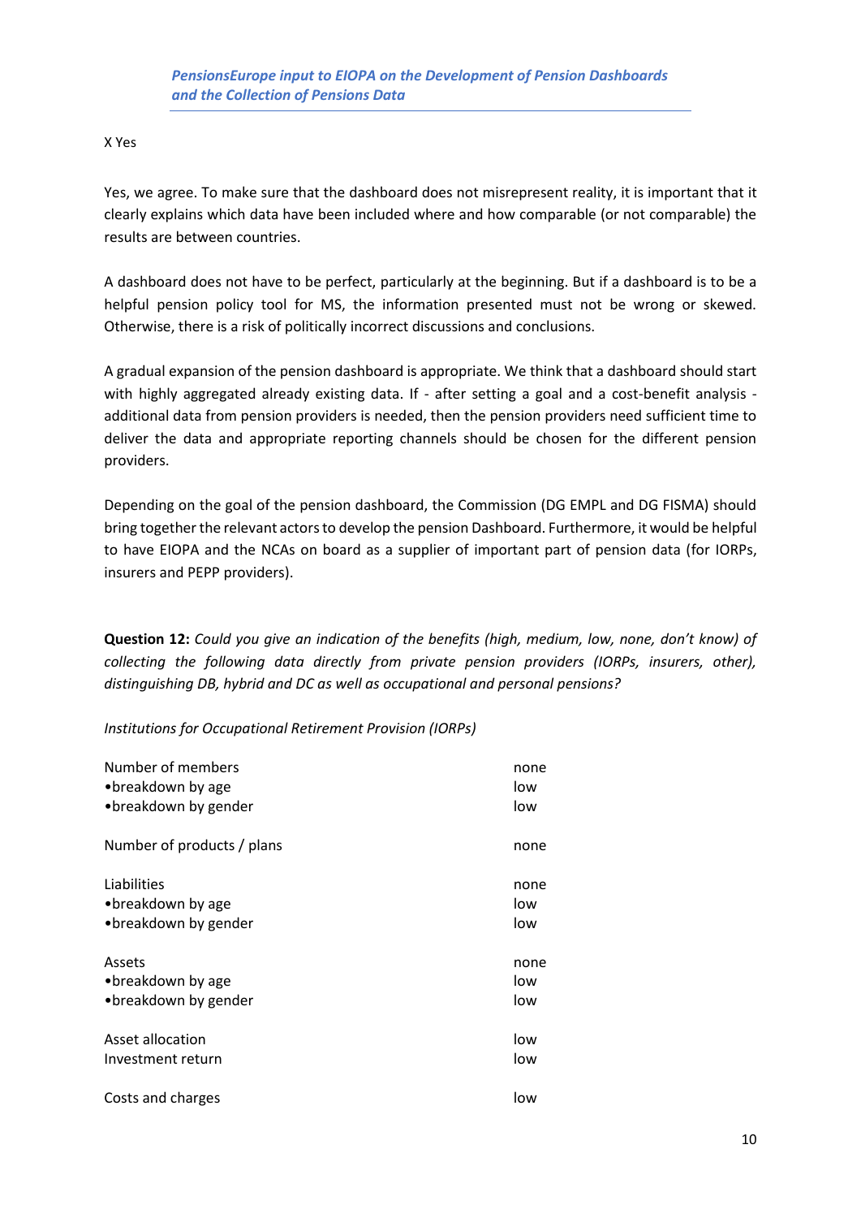X Yes

Yes, we agree. To make sure that the dashboard does not misrepresent reality, it is important that it clearly explains which data have been included where and how comparable (or not comparable) the results are between countries.

A dashboard does not have to be perfect, particularly at the beginning. But if a dashboard is to be a helpful pension policy tool for MS, the information presented must not be wrong or skewed. Otherwise, there is a risk of politically incorrect discussions and conclusions.

A gradual expansion of the pension dashboard is appropriate. We think that a dashboard should start with highly aggregated already existing data. If - after setting a goal and a cost-benefit analysis - additional data from pension providers is needed, then the pension providers need sufficient time to deliver the data and appropriate reporting channels should be chosen for the different pension providers.

Depending on the goal of the pension dashboard, the Commission (DG EMPL and DG FISMA) should bring together the relevant actors to develop the pension Dashboard. Furthermore, it would be helpful to have EIOPA and the NCAs on board as a supplier of important part of pension data (for IORPs, insurers and PEPP providers).

**Question 12:** *Could you give an indication of the benefits (high, medium, low, none, don't know) of collecting the following data directly from private pension providers (IORPs, insurers, other), distinguishing DB, hybrid and DC as well as occupational and personal pensions?*

*Institutions for Occupational Retirement Provision (IORPs)*

| | |
|---|---|
| Number of members | none |
| •breakdown by age | low |
| •breakdown by gender | low |
| Number of products / plans | none |
| Liabilities | none |
| •breakdown by age | low |
| •breakdown by gender | low |
| Assets | none |
| •breakdown by age | low |
| •breakdown by gender | low |
| Asset allocation | low |
| Investment return | low |
| Costs and charges | low |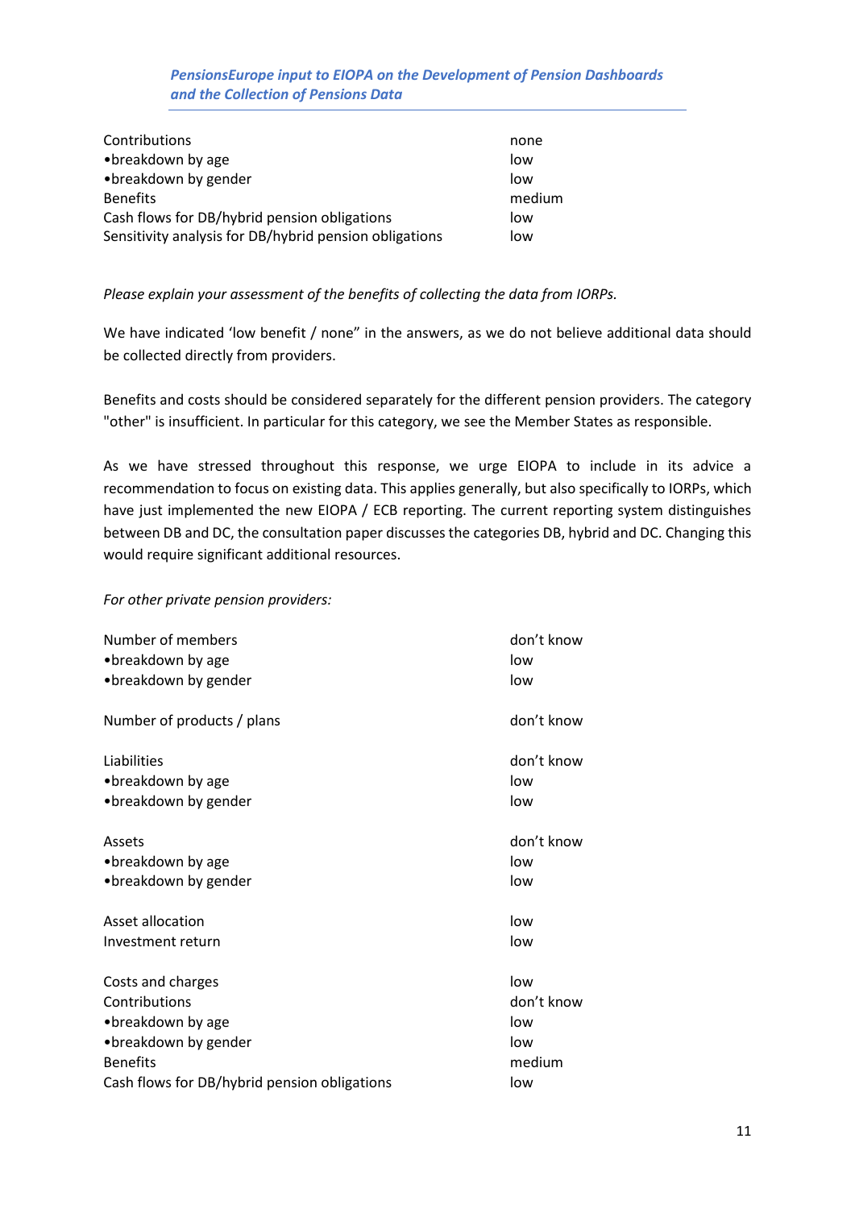| | |
|---|---|
| Contributions | none |
| •breakdown by age | low |
| •breakdown by gender | low |
| Benefits | medium |
| Cash flows for DB/hybrid pension obligations | low |
| Sensitivity analysis for DB/hybrid pension obligations | low |

*Please explain your assessment of the benefits of collecting the data from IORPs.*

We have indicated 'low benefit / none" in the answers, as we do not believe additional data should be collected directly from providers.

Benefits and costs should be considered separately for the different pension providers. The category "other" is insufficient. In particular for this category, we see the Member States as responsible.

As we have stressed throughout this response, we urge EIOPA to include in its advice a recommendation to focus on existing data. This applies generally, but also specifically to IORPs, which have just implemented the new EIOPA / ECB reporting. The current reporting system distinguishes between DB and DC, the consultation paper discusses the categories DB, hybrid and DC. Changing this would require significant additional resources.

*For other private pension providers:*

| | |
|---|---|
| Number of members | don't know |
| •breakdown by age | low |
| •breakdown by gender | low |
| | |
| Number of products / plans | don't know |
| | |
| Liabilities | don't know |
| •breakdown by age | low |
| •breakdown by gender | low |
| | |
| Assets | don't know |
| •breakdown by age | low |
| •breakdown by gender | low |
| | |
| Asset allocation | low |
| Investment return | low |
| | |
| Costs and charges | low |
| Contributions | don't know |
| •breakdown by age | low |
| •breakdown by gender | low |
| Benefits | medium |
| Cash flows for DB/hybrid pension obligations | low |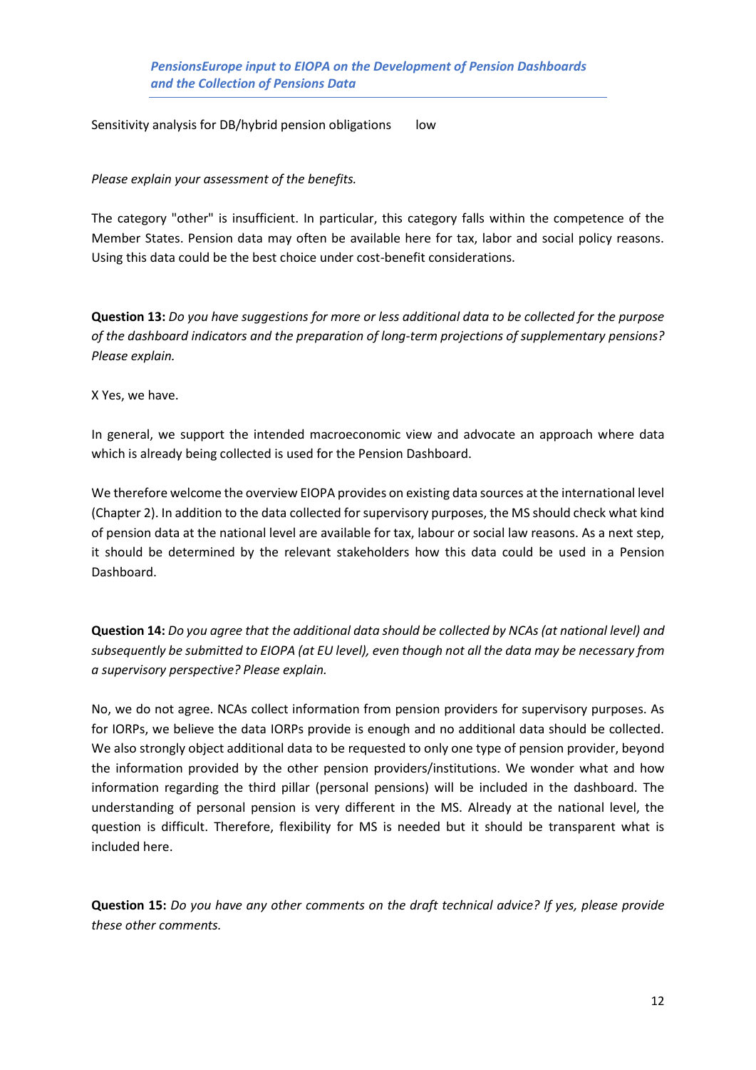| Sensitivity analysis for DB/hybrid pension obligations | low |
| --- | --- |

*Please explain your assessment of the benefits.*

The category "other" is insufficient. In particular, this category falls within the competence of the Member States. Pension data may often be available here for tax, labor and social policy reasons. Using this data could be the best choice under cost-benefit considerations.

**Question 13:** *Do you have suggestions for more or less additional data to be collected for the purpose of the dashboard indicators and the preparation of long-term projections of supplementary pensions? Please explain.*

X Yes, we have.

In general, we support the intended macroeconomic view and advocate an approach where data which is already being collected is used for the Pension Dashboard.

We therefore welcome the overview EIOPA provides on existing data sources at the international level (Chapter 2). In addition to the data collected for supervisory purposes, the MS should check what kind of pension data at the national level are available for tax, labour or social law reasons. As a next step, it should be determined by the relevant stakeholders how this data could be used in a Pension Dashboard.

**Question 14:** *Do you agree that the additional data should be collected by NCAs (at national level) and subsequently be submitted to EIOPA (at EU level), even though not all the data may be necessary from a supervisory perspective? Please explain.*

No, we do not agree. NCAs collect information from pension providers for supervisory purposes. As for IORPs, we believe the data IORPs provide is enough and no additional data should be collected. We also strongly object additional data to be requested to only one type of pension provider, beyond the information provided by the other pension providers/institutions. We wonder what and how information regarding the third pillar (personal pensions) will be included in the dashboard. The understanding of personal pension is very different in the MS. Already at the national level, the question is difficult. Therefore, flexibility for MS is needed but it should be transparent what is included here.

**Question 15:** *Do you have any other comments on the draft technical advice? If yes, please provide these other comments.*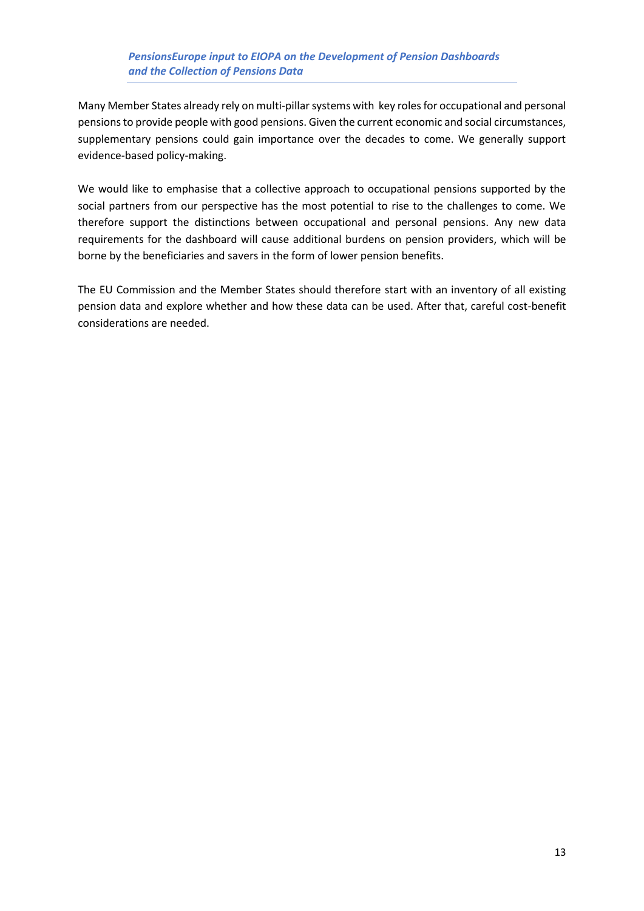Many Member States already rely on multi-pillar systems with key roles for occupational and personal pensions to provide people with good pensions. Given the current economic and social circumstances, supplementary pensions could gain importance over the decades to come. We generally support evidence-based policy-making.

We would like to emphasise that a collective approach to occupational pensions supported by the social partners from our perspective has the most potential to rise to the challenges to come. We therefore support the distinctions between occupational and personal pensions. Any new data requirements for the dashboard will cause additional burdens on pension providers, which will be borne by the beneficiaries and savers in the form of lower pension benefits.

The EU Commission and the Member States should therefore start with an inventory of all existing pension data and explore whether and how these data can be used. After that, careful cost-benefit considerations are needed.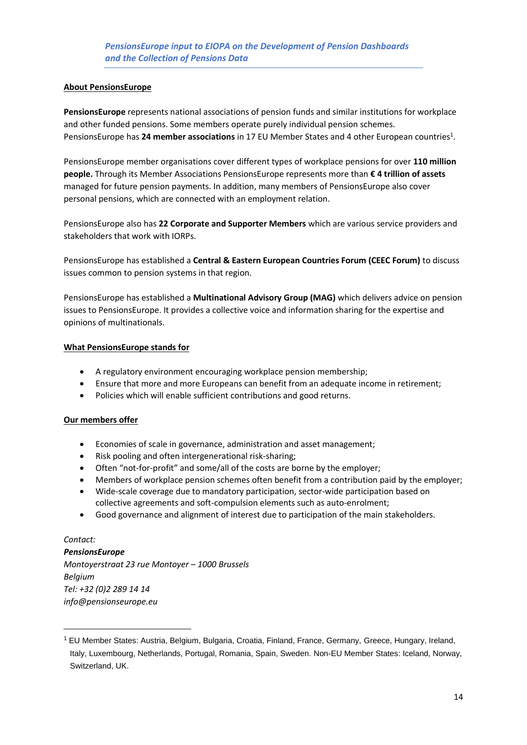*PensionsEurope input to EIOPA on the Development of Pension Dashboards and the Collection of Pensions Data*

## About PensionsEurope

**PensionsEurope** represents national associations of pension funds and similar institutions for workplace and other funded pensions. Some members operate purely individual pension schemes. PensionsEurope has **24 member associations** in 17 EU Member States and 4 other European countries[1].

PensionsEurope member organisations cover different types of workplace pensions for over **110 million people.** Through its Member Associations PensionsEurope represents more than **€ 4 trillion of assets** managed for future pension payments. In addition, many members of PensionsEurope also cover personal pensions, which are connected with an employment relation.

PensionsEurope also has **22 Corporate and Supporter Members** which are various service providers and stakeholders that work with IORPs.

PensionsEurope has established a **Central & Eastern European Countries Forum (CEEC Forum)** to discuss issues common to pension systems in that region.

PensionsEurope has established a **Multinational Advisory Group (MAG)** which delivers advice on pension issues to PensionsEurope. It provides a collective voice and information sharing for the expertise and opinions of multinationals.

## What PensionsEurope stands for

- A regulatory environment encouraging workplace pension membership;
- Ensure that more and more Europeans can benefit from an adequate income in retirement;
- Policies which will enable sufficient contributions and good returns.

## Our members offer

- Economies of scale in governance, administration and asset management;
- Risk pooling and often intergenerational risk-sharing;
- Often "not-for-profit" and some/all of the costs are borne by the employer;
- Members of workplace pension schemes often benefit from a contribution paid by the employer;
- Wide-scale coverage due to mandatory participation, sector-wide participation based on collective agreements and soft-compulsion elements such as auto-enrolment;
- Good governance and alignment of interest due to participation of the main stakeholders.

*Contact:*
***PensionsEurope***
*Montoyerstraat 23 rue Montoyer – 1000 Brussels*
*Belgium*
*Tel: +32 (0)2 289 14 14*
*info@pensionseurope.eu*

---

[1] EU Member States: Austria, Belgium, Bulgaria, Croatia, Finland, France, Germany, Greece, Hungary, Ireland, Italy, Luxembourg, Netherlands, Portugal, Romania, Spain, Sweden. Non-EU Member States: Iceland, Norway, Switzerland, UK.